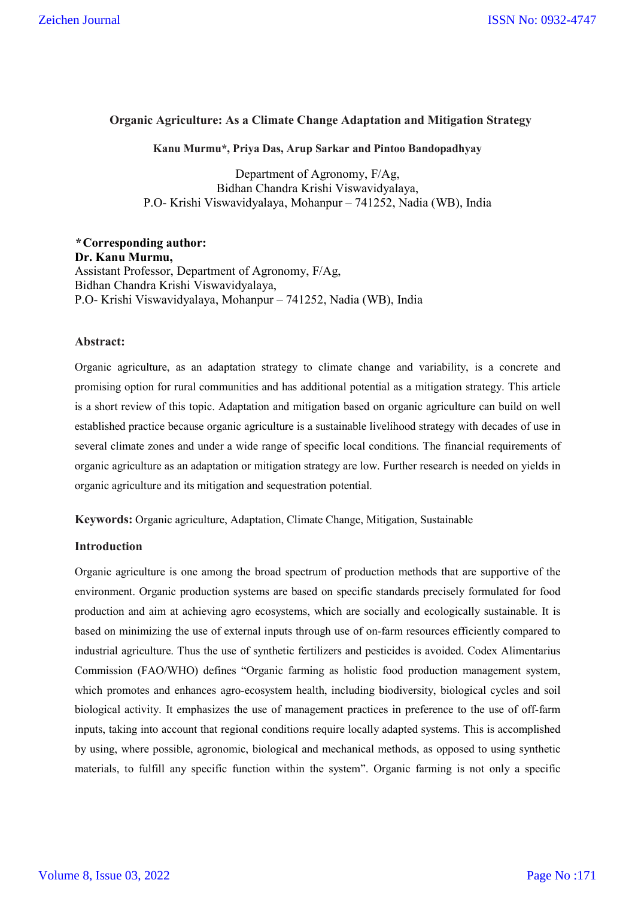# Organic Agriculture: As a Climate Change Adaptation and Mitigation Strategy

**Kanu Murmu*, Priya Das, Arup Sarkar and Pintoo Bandopadhyay**

Department of Agronomy, F/Ag,
Bidhan Chandra Krishi Viswavidyalaya,
P.O- Krishi Viswavidyalaya, Mohanpur – 741252, Nadia (WB), India

***Corresponding author:**
**Dr. Kanu Murmu,**
Assistant Professor, Department of Agronomy, F/Ag,
Bidhan Chandra Krishi Viswavidyalaya,
P.O- Krishi Viswavidyalaya, Mohanpur – 741252, Nadia (WB), India

## Abstract:

Organic agriculture, as an adaptation strategy to climate change and variability, is a concrete and promising option for rural communities and has additional potential as a mitigation strategy. This article is a short review of this topic. Adaptation and mitigation based on organic agriculture can build on well established practice because organic agriculture is a sustainable livelihood strategy with decades of use in several climate zones and under a wide range of specific local conditions. The financial requirements of organic agriculture as an adaptation or mitigation strategy are low. Further research is needed on yields in organic agriculture and its mitigation and sequestration potential.

**Keywords:** Organic agriculture, Adaptation, Climate Change, Mitigation, Sustainable

## Introduction

Organic agriculture is one among the broad spectrum of production methods that are supportive of the environment. Organic production systems are based on specific standards precisely formulated for food production and aim at achieving agro ecosystems, which are socially and ecologically sustainable. It is based on minimizing the use of external inputs through use of on-farm resources efficiently compared to industrial agriculture. Thus the use of synthetic fertilizers and pesticides is avoided. Codex Alimentarius Commission (FAO/WHO) defines "Organic farming as holistic food production management system, which promotes and enhances agro-ecosystem health, including biodiversity, biological cycles and soil biological activity. It emphasizes the use of management practices in preference to the use of off-farm inputs, taking into account that regional conditions require locally adapted systems. This is accomplished by using, where possible, agronomic, biological and mechanical methods, as opposed to using synthetic materials, to fulfill any specific function within the system". Organic farming is not only a specific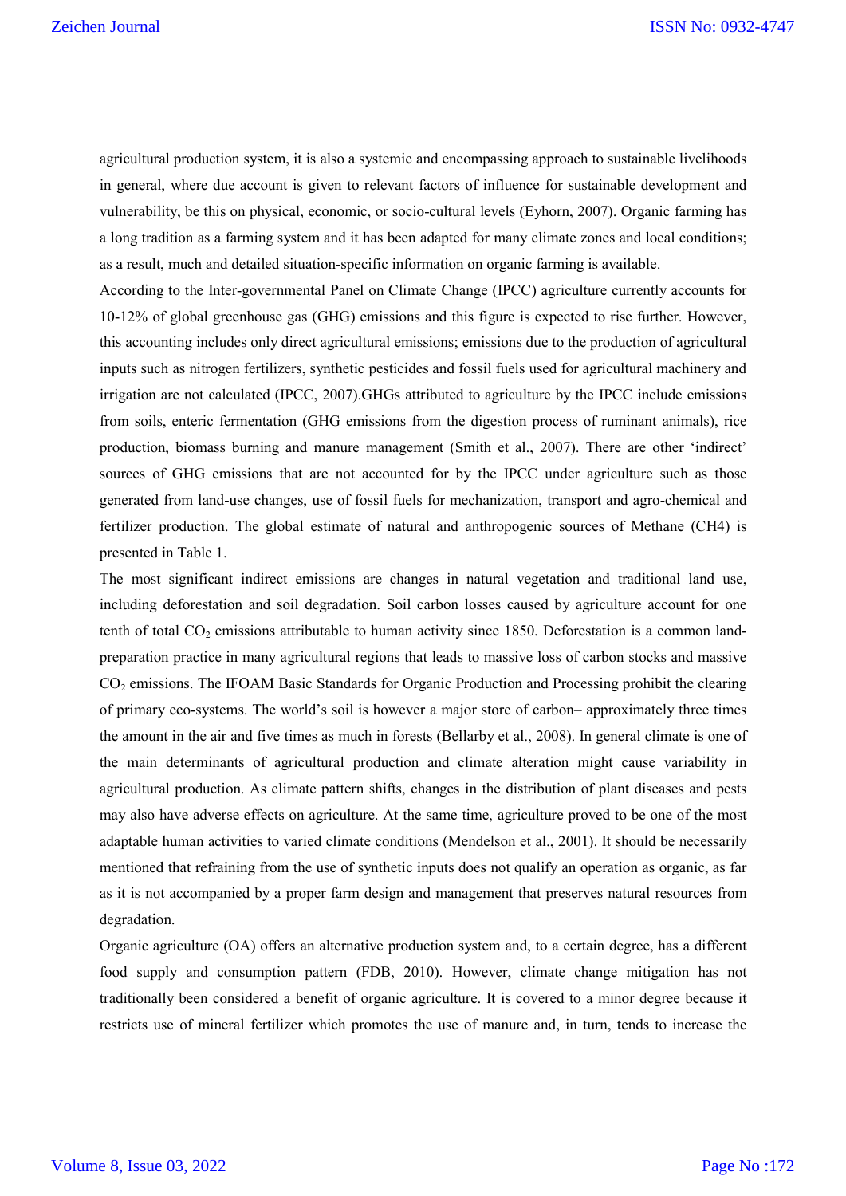agricultural production system, it is also a systemic and encompassing approach to sustainable livelihoods in general, where due account is given to relevant factors of influence for sustainable development and vulnerability, be this on physical, economic, or socio-cultural levels (Eyhorn, 2007). Organic farming has a long tradition as a farming system and it has been adapted for many climate zones and local conditions; as a result, much and detailed situation-specific information on organic farming is available.

According to the Inter-governmental Panel on Climate Change (IPCC) agriculture currently accounts for 10-12% of global greenhouse gas (GHG) emissions and this figure is expected to rise further. However, this accounting includes only direct agricultural emissions; emissions due to the production of agricultural inputs such as nitrogen fertilizers, synthetic pesticides and fossil fuels used for agricultural machinery and irrigation are not calculated (IPCC, 2007).GHGs attributed to agriculture by the IPCC include emissions from soils, enteric fermentation (GHG emissions from the digestion process of ruminant animals), rice production, biomass burning and manure management (Smith et al., 2007). There are other 'indirect' sources of GHG emissions that are not accounted for by the IPCC under agriculture such as those generated from land-use changes, use of fossil fuels for mechanization, transport and agro-chemical and fertilizer production. The global estimate of natural and anthropogenic sources of Methane (CH4) is presented in Table 1.

The most significant indirect emissions are changes in natural vegetation and traditional land use, including deforestation and soil degradation. Soil carbon losses caused by agriculture account for one tenth of total $CO_2$ emissions attributable to human activity since 1850. Deforestation is a common land-preparation practice in many agricultural regions that leads to massive loss of carbon stocks and massive $CO_2$ emissions. The IFOAM Basic Standards for Organic Production and Processing prohibit the clearing of primary eco-systems. The world's soil is however a major store of carbon– approximately three times the amount in the air and five times as much in forests (Bellarby et al., 2008). In general climate is one of the main determinants of agricultural production and climate alteration might cause variability in agricultural production. As climate pattern shifts, changes in the distribution of plant diseases and pests may also have adverse effects on agriculture. At the same time, agriculture proved to be one of the most adaptable human activities to varied climate conditions (Mendelson et al., 2001). It should be necessarily mentioned that refraining from the use of synthetic inputs does not qualify an operation as organic, as far as it is not accompanied by a proper farm design and management that preserves natural resources from degradation.

Organic agriculture (OA) offers an alternative production system and, to a certain degree, has a different food supply and consumption pattern (FDB, 2010). However, climate change mitigation has not traditionally been considered a benefit of organic agriculture. It is covered to a minor degree because it restricts use of mineral fertilizer which promotes the use of manure and, in turn, tends to increase the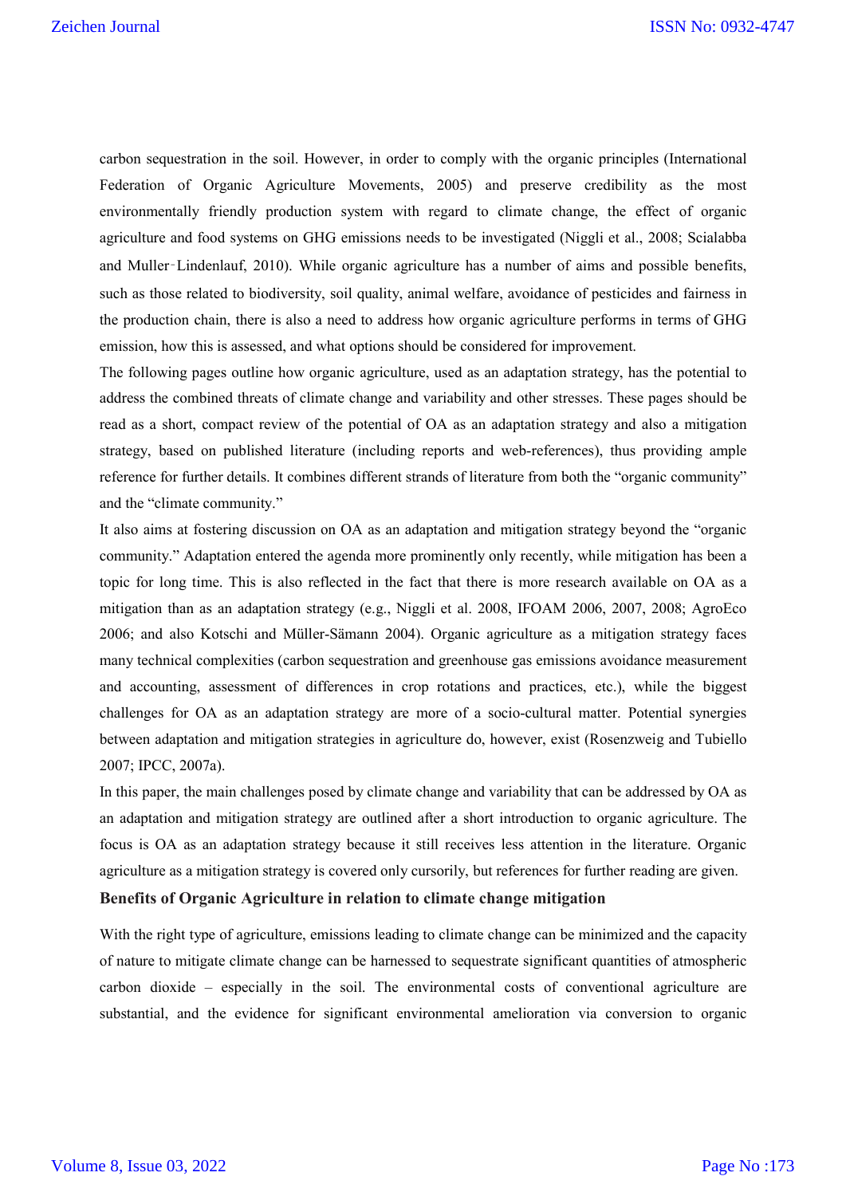carbon sequestration in the soil. However, in order to comply with the organic principles (International Federation of Organic Agriculture Movements, 2005) and preserve credibility as the most environmentally friendly production system with regard to climate change, the effect of organic agriculture and food systems on GHG emissions needs to be investigated (Niggli et al., 2008; Scialabba and Muller‐Lindenlauf, 2010). While organic agriculture has a number of aims and possible benefits, such as those related to biodiversity, soil quality, animal welfare, avoidance of pesticides and fairness in the production chain, there is also a need to address how organic agriculture performs in terms of GHG emission, how this is assessed, and what options should be considered for improvement.

The following pages outline how organic agriculture, used as an adaptation strategy, has the potential to address the combined threats of climate change and variability and other stresses. These pages should be read as a short, compact review of the potential of OA as an adaptation strategy and also a mitigation strategy, based on published literature (including reports and web-references), thus providing ample reference for further details. It combines different strands of literature from both the "organic community" and the "climate community."

It also aims at fostering discussion on OA as an adaptation and mitigation strategy beyond the "organic community." Adaptation entered the agenda more prominently only recently, while mitigation has been a topic for long time. This is also reflected in the fact that there is more research available on OA as a mitigation than as an adaptation strategy (e.g., Niggli et al. 2008, IFOAM 2006, 2007, 2008; AgroEco 2006; and also Kotschi and Müller-Sämann 2004). Organic agriculture as a mitigation strategy faces many technical complexities (carbon sequestration and greenhouse gas emissions avoidance measurement and accounting, assessment of differences in crop rotations and practices, etc.), while the biggest challenges for OA as an adaptation strategy are more of a socio-cultural matter. Potential synergies between adaptation and mitigation strategies in agriculture do, however, exist (Rosenzweig and Tubiello 2007; IPCC, 2007a).

In this paper, the main challenges posed by climate change and variability that can be addressed by OA as an adaptation and mitigation strategy are outlined after a short introduction to organic agriculture. The focus is OA as an adaptation strategy because it still receives less attention in the literature. Organic agriculture as a mitigation strategy is covered only cursorily, but references for further reading are given.

## Benefits of Organic Agriculture in relation to climate change mitigation

With the right type of agriculture, emissions leading to climate change can be minimized and the capacity of nature to mitigate climate change can be harnessed to sequestrate significant quantities of atmospheric carbon dioxide – especially in the soil. The environmental costs of conventional agriculture are substantial, and the evidence for significant environmental amelioration via conversion to organic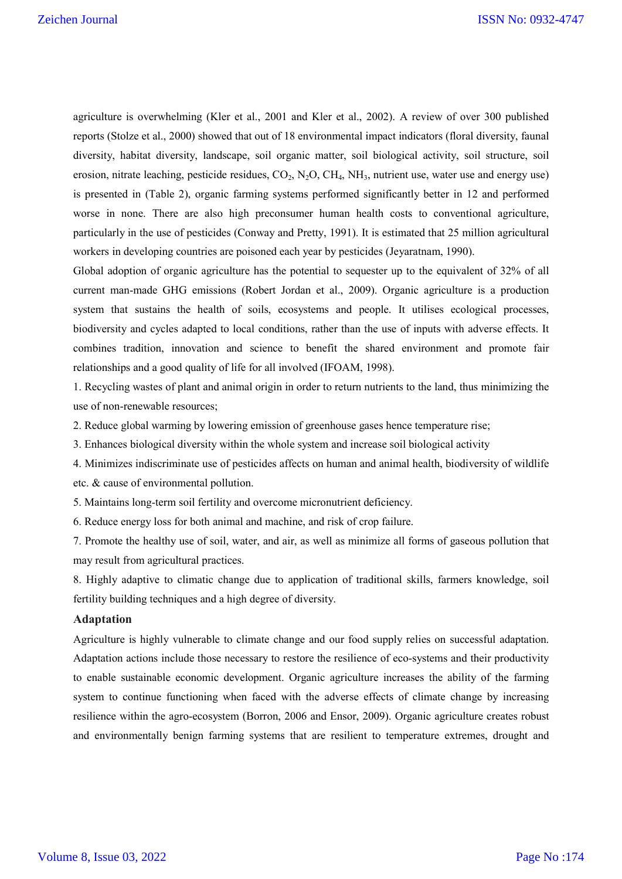agriculture is overwhelming (Kler et al., 2001 and Kler et al., 2002). A review of over 300 published reports (Stolze et al., 2000) showed that out of 18 environmental impact indicators (floral diversity, faunal diversity, habitat diversity, landscape, soil organic matter, soil biological activity, soil structure, soil erosion, nitrate leaching, pesticide residues, $CO_2$, $N_2O$, $CH_4$, $NH_3$, nutrient use, water use and energy use) is presented in (Table 2), organic farming systems performed significantly better in 12 and performed worse in none. There are also high preconsumer human health costs to conventional agriculture, particularly in the use of pesticides (Conway and Pretty, 1991). It is estimated that 25 million agricultural workers in developing countries are poisoned each year by pesticides (Jeyaratnam, 1990).

Global adoption of organic agriculture has the potential to sequester up to the equivalent of 32% of all current man-made GHG emissions (Robert Jordan et al., 2009). Organic agriculture is a production system that sustains the health of soils, ecosystems and people. It utilises ecological processes, biodiversity and cycles adapted to local conditions, rather than the use of inputs with adverse effects. It combines tradition, innovation and science to benefit the shared environment and promote fair relationships and a good quality of life for all involved (IFOAM, 1998).

1. Recycling wastes of plant and animal origin in order to return nutrients to the land, thus minimizing the use of non-renewable resources;
2. Reduce global warming by lowering emission of greenhouse gases hence temperature rise;
3. Enhances biological diversity within the whole system and increase soil biological activity
4. Minimizes indiscriminate use of pesticides affects on human and animal health, biodiversity of wildlife etc. & cause of environmental pollution.
5. Maintains long-term soil fertility and overcome micronutrient deficiency.
6. Reduce energy loss for both animal and machine, and risk of crop failure.
7. Promote the healthy use of soil, water, and air, as well as minimize all forms of gaseous pollution that may result from agricultural practices.
8. Highly adaptive to climatic change due to application of traditional skills, farmers knowledge, soil fertility building techniques and a high degree of diversity.

### Adaptation

Agriculture is highly vulnerable to climate change and our food supply relies on successful adaptation. Adaptation actions include those necessary to restore the resilience of eco-systems and their productivity to enable sustainable economic development. Organic agriculture increases the ability of the farming system to continue functioning when faced with the adverse effects of climate change by increasing resilience within the agro-ecosystem (Borron, 2006 and Ensor, 2009). Organic agriculture creates robust and environmentally benign farming systems that are resilient to temperature extremes, drought and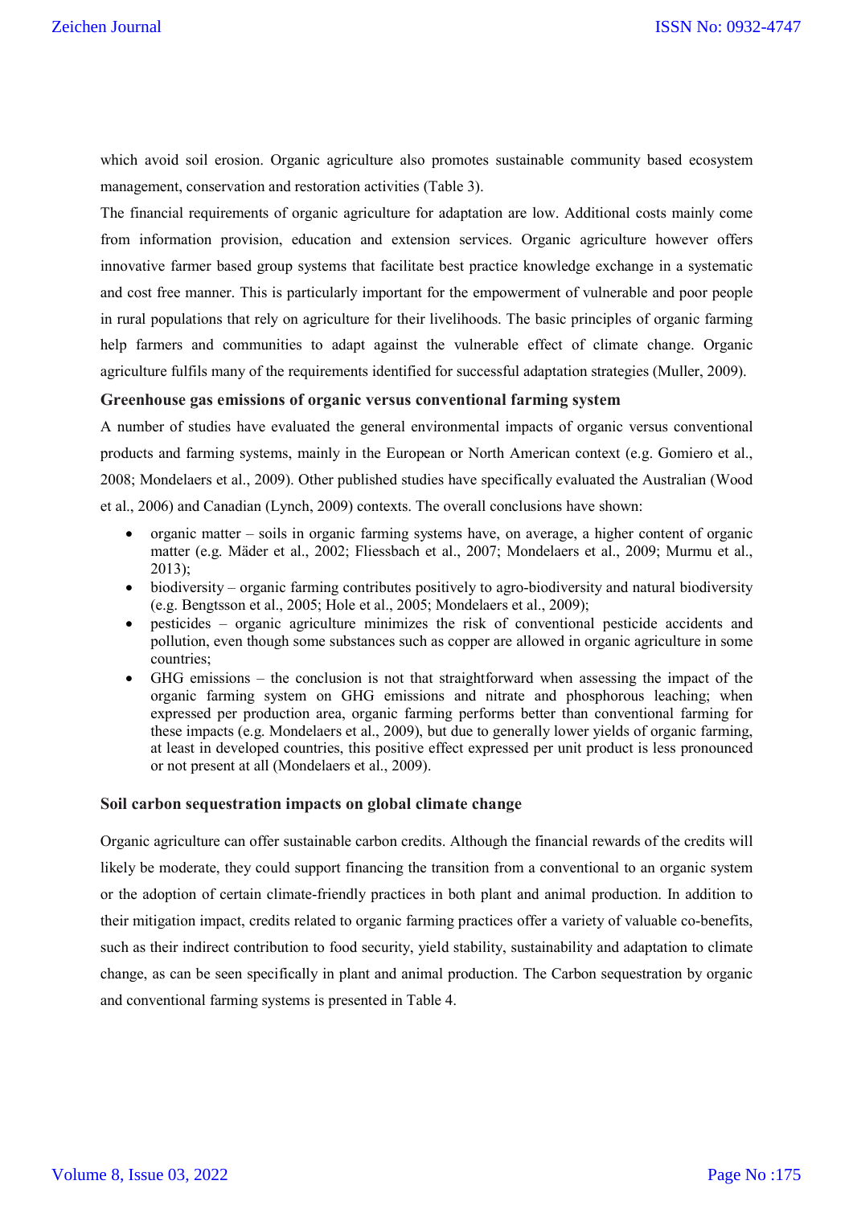which avoid soil erosion. Organic agriculture also promotes sustainable community based ecosystem management, conservation and restoration activities (Table 3).

The financial requirements of organic agriculture for adaptation are low. Additional costs mainly come from information provision, education and extension services. Organic agriculture however offers innovative farmer based group systems that facilitate best practice knowledge exchange in a systematic and cost free manner. This is particularly important for the empowerment of vulnerable and poor people in rural populations that rely on agriculture for their livelihoods. The basic principles of organic farming help farmers and communities to adapt against the vulnerable effect of climate change. Organic agriculture fulfils many of the requirements identified for successful adaptation strategies (Muller, 2009).

### Greenhouse gas emissions of organic versus conventional farming system

A number of studies have evaluated the general environmental impacts of organic versus conventional products and farming systems, mainly in the European or North American context (e.g. Gomiero et al., 2008; Mondelaers et al., 2009). Other published studies have specifically evaluated the Australian (Wood et al., 2006) and Canadian (Lynch, 2009) contexts. The overall conclusions have shown:

- organic matter – soils in organic farming systems have, on average, a higher content of organic matter (e.g. Mäder et al., 2002; Fliessbach et al., 2007; Mondelaers et al., 2009; Murmu et al., 2013);
- biodiversity – organic farming contributes positively to agro-biodiversity and natural biodiversity (e.g. Bengtsson et al., 2005; Hole et al., 2005; Mondelaers et al., 2009);
- pesticides – organic agriculture minimizes the risk of conventional pesticide accidents and pollution, even though some substances such as copper are allowed in organic agriculture in some countries;
- GHG emissions – the conclusion is not that straightforward when assessing the impact of the organic farming system on GHG emissions and nitrate and phosphorous leaching; when expressed per production area, organic farming performs better than conventional farming for these impacts (e.g. Mondelaers et al., 2009), but due to generally lower yields of organic farming, at least in developed countries, this positive effect expressed per unit product is less pronounced or not present at all (Mondelaers et al., 2009).

### Soil carbon sequestration impacts on global climate change

Organic agriculture can offer sustainable carbon credits. Although the financial rewards of the credits will likely be moderate, they could support financing the transition from a conventional to an organic system or the adoption of certain climate-friendly practices in both plant and animal production. In addition to their mitigation impact, credits related to organic farming practices offer a variety of valuable co-benefits, such as their indirect contribution to food security, yield stability, sustainability and adaptation to climate change, as can be seen specifically in plant and animal production. The Carbon sequestration by organic and conventional farming systems is presented in Table 4.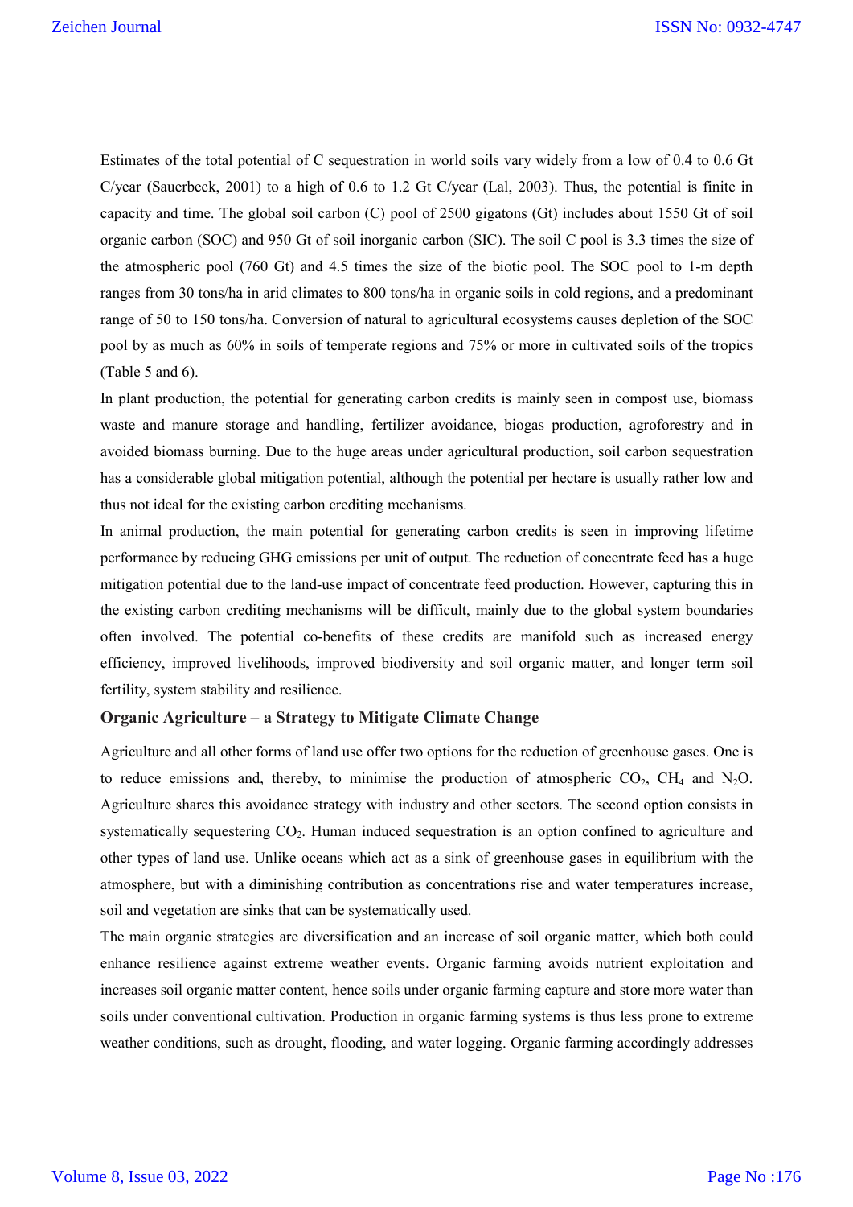Estimates of the total potential of C sequestration in world soils vary widely from a low of 0.4 to 0.6 Gt C/year (Sauerbeck, 2001) to a high of 0.6 to 1.2 Gt C/year (Lal, 2003). Thus, the potential is finite in capacity and time. The global soil carbon (C) pool of 2500 gigatons (Gt) includes about 1550 Gt of soil organic carbon (SOC) and 950 Gt of soil inorganic carbon (SIC). The soil C pool is 3.3 times the size of the atmospheric pool (760 Gt) and 4.5 times the size of the biotic pool. The SOC pool to 1-m depth ranges from 30 tons/ha in arid climates to 800 tons/ha in organic soils in cold regions, and a predominant range of 50 to 150 tons/ha. Conversion of natural to agricultural ecosystems causes depletion of the SOC pool by as much as 60% in soils of temperate regions and 75% or more in cultivated soils of the tropics (Table 5 and 6).

In plant production, the potential for generating carbon credits is mainly seen in compost use, biomass waste and manure storage and handling, fertilizer avoidance, biogas production, agroforestry and in avoided biomass burning. Due to the huge areas under agricultural production, soil carbon sequestration has a considerable global mitigation potential, although the potential per hectare is usually rather low and thus not ideal for the existing carbon crediting mechanisms.

In animal production, the main potential for generating carbon credits is seen in improving lifetime performance by reducing GHG emissions per unit of output. The reduction of concentrate feed has a huge mitigation potential due to the land-use impact of concentrate feed production. However, capturing this in the existing carbon crediting mechanisms will be difficult, mainly due to the global system boundaries often involved. The potential co-benefits of these credits are manifold such as increased energy efficiency, improved livelihoods, improved biodiversity and soil organic matter, and longer term soil fertility, system stability and resilience.

**Organic Agriculture – a Strategy to Mitigate Climate Change**

Agriculture and all other forms of land use offer two options for the reduction of greenhouse gases. One is to reduce emissions and, thereby, to minimise the production of atmospheric $CO_2$, $CH_4$ and $N_2O$. Agriculture shares this avoidance strategy with industry and other sectors. The second option consists in systematically sequestering $CO_2$. Human induced sequestration is an option confined to agriculture and other types of land use. Unlike oceans which act as a sink of greenhouse gases in equilibrium with the atmosphere, but with a diminishing contribution as concentrations rise and water temperatures increase, soil and vegetation are sinks that can be systematically used.

The main organic strategies are diversification and an increase of soil organic matter, which both could enhance resilience against extreme weather events. Organic farming avoids nutrient exploitation and increases soil organic matter content, hence soils under organic farming capture and store more water than soils under conventional cultivation. Production in organic farming systems is thus less prone to extreme weather conditions, such as drought, flooding, and water logging. Organic farming accordingly addresses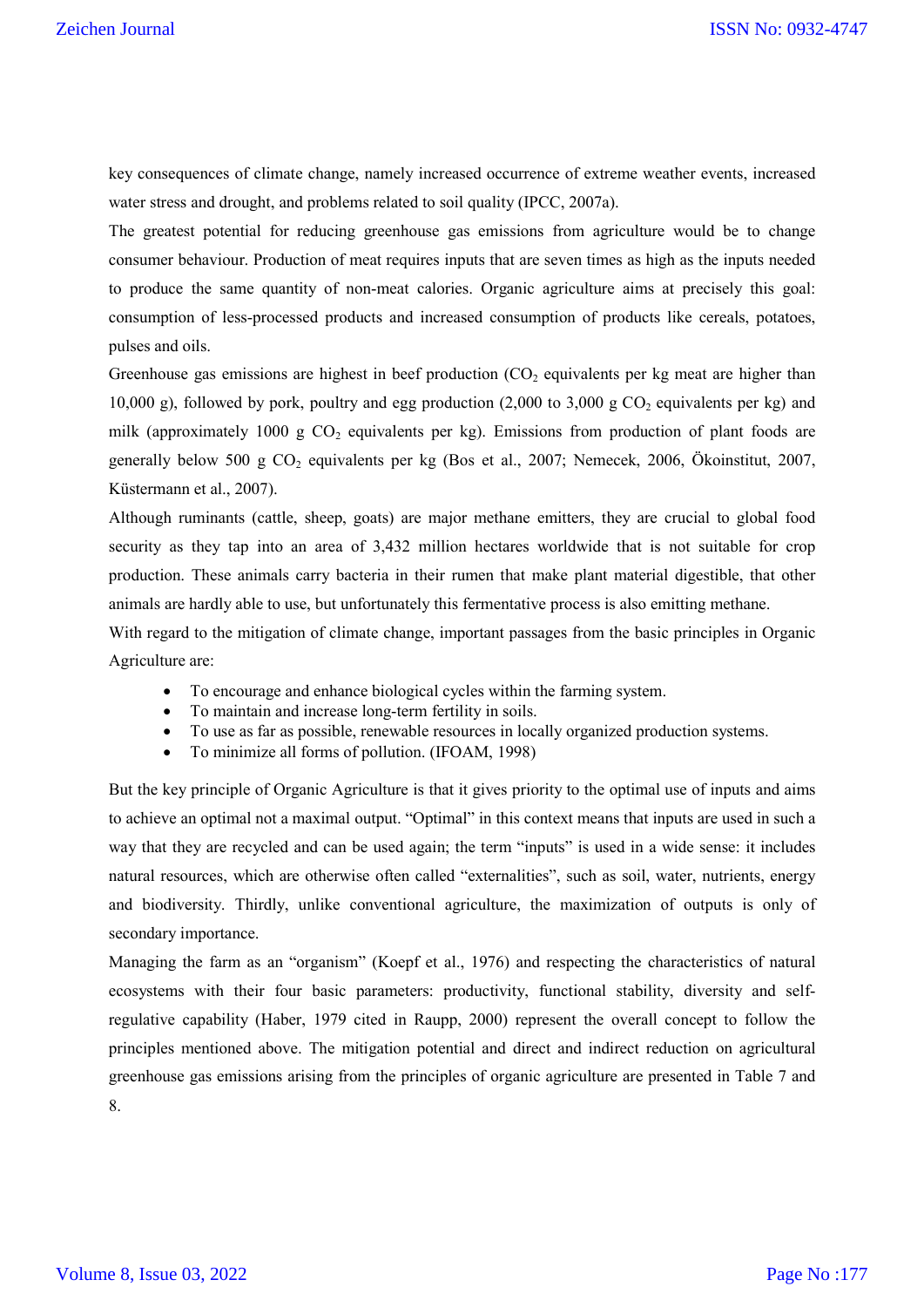key consequences of climate change, namely increased occurrence of extreme weather events, increased water stress and drought, and problems related to soil quality (IPCC, 2007a).

The greatest potential for reducing greenhouse gas emissions from agriculture would be to change consumer behaviour. Production of meat requires inputs that are seven times as high as the inputs needed to produce the same quantity of non-meat calories. Organic agriculture aims at precisely this goal: consumption of less-processed products and increased consumption of products like cereals, potatoes, pulses and oils.

Greenhouse gas emissions are highest in beef production ($CO_2$ equivalents per kg meat are higher than 10,000 g), followed by pork, poultry and egg production (2,000 to 3,000 g $CO_2$ equivalents per kg) and milk (approximately 1000 g $CO_2$ equivalents per kg). Emissions from production of plant foods are generally below 500 g $CO_2$ equivalents per kg (Bos et al., 2007; Nemecek, 2006, Ökoinstitut, 2007, Küstermann et al., 2007).

Although ruminants (cattle, sheep, goats) are major methane emitters, they are crucial to global food security as they tap into an area of 3,432 million hectares worldwide that is not suitable for crop production. These animals carry bacteria in their rumen that make plant material digestible, that other animals are hardly able to use, but unfortunately this fermentative process is also emitting methane.

With regard to the mitigation of climate change, important passages from the basic principles in Organic Agriculture are:

- To encourage and enhance biological cycles within the farming system.
- To maintain and increase long-term fertility in soils.
- To use as far as possible, renewable resources in locally organized production systems.
- To minimize all forms of pollution. (IFOAM, 1998)

But the key principle of Organic Agriculture is that it gives priority to the optimal use of inputs and aims to achieve an optimal not a maximal output. "Optimal" in this context means that inputs are used in such a way that they are recycled and can be used again; the term "inputs" is used in a wide sense: it includes natural resources, which are otherwise often called "externalities", such as soil, water, nutrients, energy and biodiversity. Thirdly, unlike conventional agriculture, the maximization of outputs is only of secondary importance.

Managing the farm as an "organism" (Koepf et al., 1976) and respecting the characteristics of natural ecosystems with their four basic parameters: productivity, functional stability, diversity and self-regulative capability (Haber, 1979 cited in Raupp, 2000) represent the overall concept to follow the principles mentioned above. The mitigation potential and direct and indirect reduction on agricultural greenhouse gas emissions arising from the principles of organic agriculture are presented in Table 7 and 8.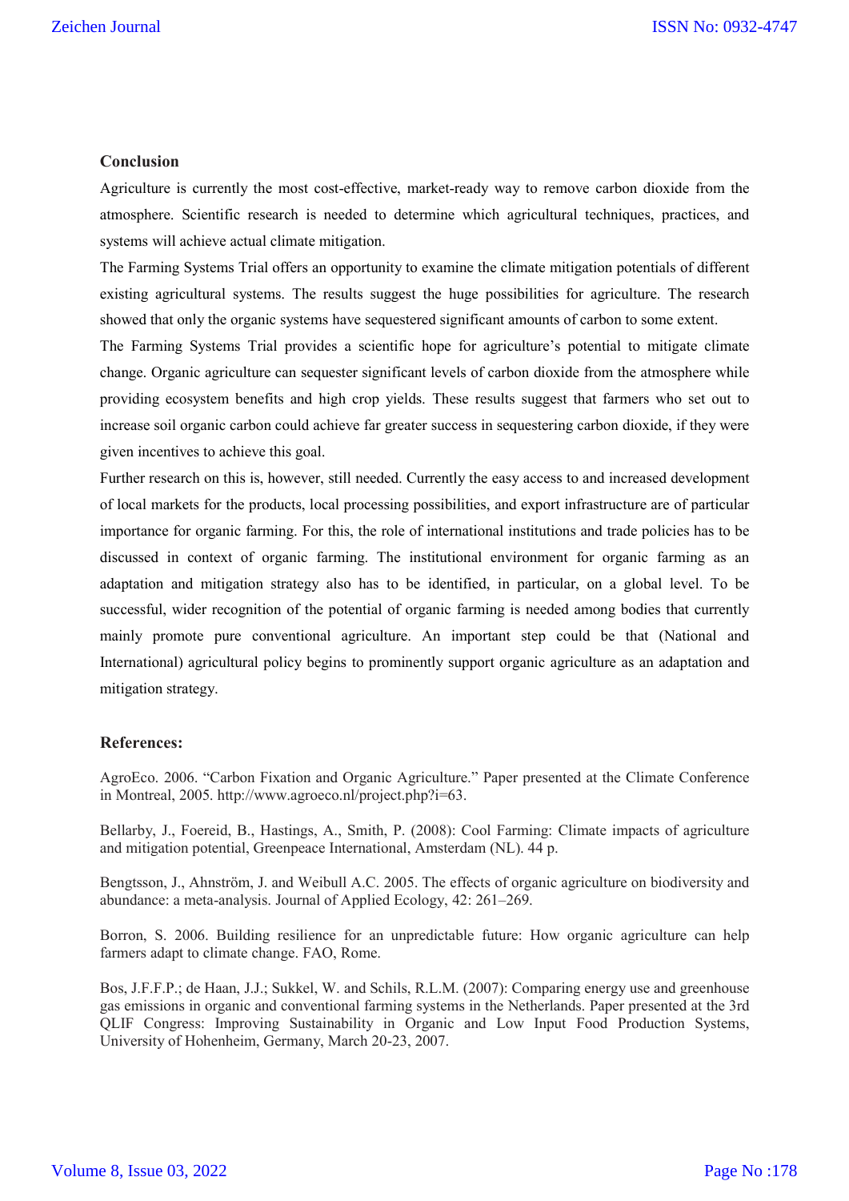## Conclusion

Agriculture is currently the most cost-effective, market-ready way to remove carbon dioxide from the atmosphere. Scientific research is needed to determine which agricultural techniques, practices, and systems will achieve actual climate mitigation.

The Farming Systems Trial offers an opportunity to examine the climate mitigation potentials of different existing agricultural systems. The results suggest the huge possibilities for agriculture. The research showed that only the organic systems have sequestered significant amounts of carbon to some extent.

The Farming Systems Trial provides a scientific hope for agriculture's potential to mitigate climate change. Organic agriculture can sequester significant levels of carbon dioxide from the atmosphere while providing ecosystem benefits and high crop yields. These results suggest that farmers who set out to increase soil organic carbon could achieve far greater success in sequestering carbon dioxide, if they were given incentives to achieve this goal.

Further research on this is, however, still needed. Currently the easy access to and increased development of local markets for the products, local processing possibilities, and export infrastructure are of particular importance for organic farming. For this, the role of international institutions and trade policies has to be discussed in context of organic farming. The institutional environment for organic farming as an adaptation and mitigation strategy also has to be identified, in particular, on a global level. To be successful, wider recognition of the potential of organic farming is needed among bodies that currently mainly promote pure conventional agriculture. An important step could be that (National and International) agricultural policy begins to prominently support organic agriculture as an adaptation and mitigation strategy.

## References:

AgroEco. 2006. "Carbon Fixation and Organic Agriculture." Paper presented at the Climate Conference in Montreal, 2005. http://www.agroeco.nl/project.php?i=63.

Bellarby, J., Foereid, B., Hastings, A., Smith, P. (2008): Cool Farming: Climate impacts of agriculture and mitigation potential, Greenpeace International, Amsterdam (NL). 44 p.

Bengtsson, J., Ahnström, J. and Weibull A.C. 2005. The effects of organic agriculture on biodiversity and abundance: a meta-analysis. Journal of Applied Ecology, 42: 261–269.

Borron, S. 2006. Building resilience for an unpredictable future: How organic agriculture can help farmers adapt to climate change. FAO, Rome.

Bos, J.F.F.P.; de Haan, J.J.; Sukkel, W. and Schils, R.L.M. (2007): Comparing energy use and greenhouse gas emissions in organic and conventional farming systems in the Netherlands. Paper presented at the 3rd QLIF Congress: Improving Sustainability in Organic and Low Input Food Production Systems, University of Hohenheim, Germany, March 20-23, 2007.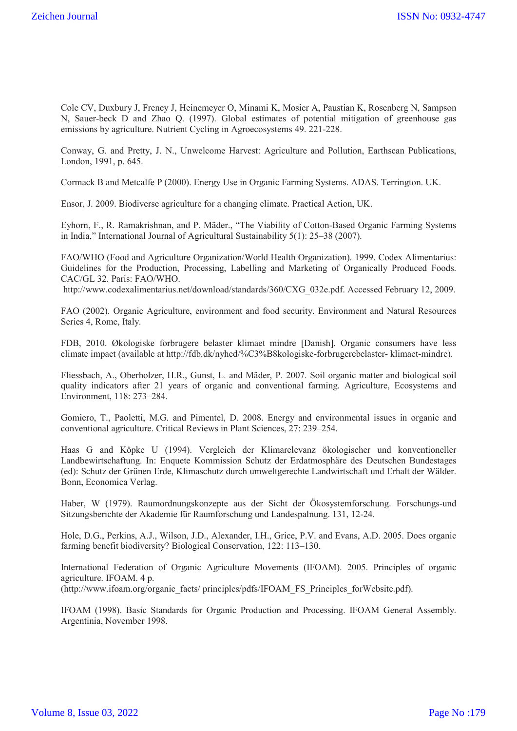Cole CV, Duxbury J, Freney J, Heinemeyer O, Minami K, Mosier A, Paustian K, Rosenberg N, Sampson N, Sauer-beck D and Zhao Q. (1997). Global estimates of potential mitigation of greenhouse gas emissions by agriculture. Nutrient Cycling in Agroecosystems 49. 221-228.

Conway, G. and Pretty, J. N., Unwelcome Harvest: Agriculture and Pollution, Earthscan Publications, London, 1991, p. 645.

Cormack B and Metcalfe P (2000). Energy Use in Organic Farming Systems. ADAS. Terrington. UK.

Ensor, J. 2009. Biodiverse agriculture for a changing climate. Practical Action, UK.

Eyhorn, F., R. Ramakrishnan, and P. Mäder., "The Viability of Cotton-Based Organic Farming Systems in India," International Journal of Agricultural Sustainability 5(1): 25–38 (2007).

FAO/WHO (Food and Agriculture Organization/World Health Organization). 1999. Codex Alimentarius: Guidelines for the Production, Processing, Labelling and Marketing of Organically Produced Foods. CAC/GL 32. Paris: FAO/WHO.
http://www.codexalimentarius.net/download/standards/360/CXG_032e.pdf. Accessed February 12, 2009.

FAO (2002). Organic Agriculture, environment and food security. Environment and Natural Resources Series 4, Rome, Italy.

FDB, 2010. Økologiske forbrugere belaster klimaet mindre [Danish]. Organic consumers have less climate impact (available at http://fdb.dk/nyhed/%C3%B8kologiske-forbrugerebelaster- klimaet-mindre).

Fliessbach, A., Oberholzer, H.R., Gunst, L. and Mäder, P. 2007. Soil organic matter and biological soil quality indicators after 21 years of organic and conventional farming. Agriculture, Ecosystems and Environment, 118: 273–284.

Gomiero, T., Paoletti, M.G. and Pimentel, D. 2008. Energy and environmental issues in organic and conventional agriculture. Critical Reviews in Plant Sciences, 27: 239–254.

Haas G and Köpke U (1994). Vergleich der Klimarelevanz ökologischer und konventioneller Landbewirtschaftung. In: Enquete Kommission Schutz der Erdatmosphäre des Deutschen Bundestages (ed): Schutz der Grünen Erde, Klimaschutz durch umweltgerechte Landwirtschaft und Erhalt der Wälder. Bonn, Economica Verlag.

Haber, W (1979). Raumordnungskonzepte aus der Sicht der Ökosystemforschung. Forschungs-und Sitzungsberichte der Akademie für Raumforschung und Landespalnung. 131, 12-24.

Hole, D.G., Perkins, A.J., Wilson, J.D., Alexander, I.H., Grice, P.V. and Evans, A.D. 2005. Does organic farming benefit biodiversity? Biological Conservation, 122: 113–130.

International Federation of Organic Agriculture Movements (IFOAM). 2005. Principles of organic agriculture. IFOAM. 4 p.
(http://www.ifoam.org/organic_facts/ principles/pdfs/IFOAM_FS_Principles_forWebsite.pdf).

IFOAM (1998). Basic Standards for Organic Production and Processing. IFOAM General Assembly. Argentinia, November 1998.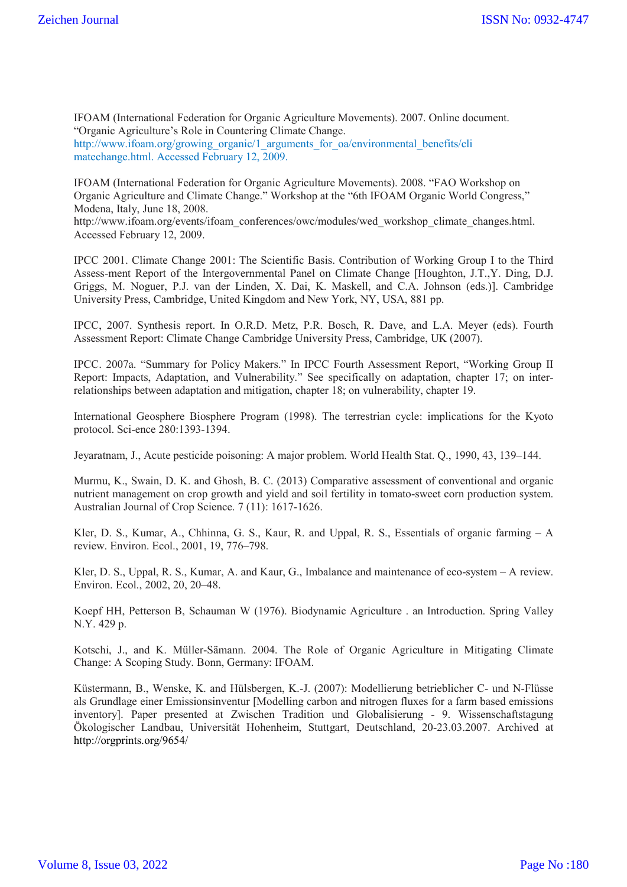IFOAM (International Federation for Organic Agriculture Movements). 2007. Online document. “Organic Agriculture’s Role in Countering Climate Change. http://www.ifoam.org/growing_organic/1_arguments_for_oa/environmental_benefits/climatechange.html. Accessed February 12, 2009.

IFOAM (International Federation for Organic Agriculture Movements). 2008. “FAO Workshop on Organic Agriculture and Climate Change.” Workshop at the “6th IFOAM Organic World Congress,” Modena, Italy, June 18, 2008. http://www.ifoam.org/events/ifoam_conferences/owc/modules/wed_workshop_climate_changes.html. Accessed February 12, 2009.

IPCC 2001. Climate Change 2001: The Scientific Basis. Contribution of Working Group I to the Third Assess-ment Report of the Intergovernmental Panel on Climate Change [Houghton, J.T.,Y. Ding, D.J. Griggs, M. Noguer, P.J. van der Linden, X. Dai, K. Maskell, and C.A. Johnson (eds.)]. Cambridge University Press, Cambridge, United Kingdom and New York, NY, USA, 881 pp.

IPCC, 2007. Synthesis report. In O.R.D. Metz, P.R. Bosch, R. Dave, and L.A. Meyer (eds). Fourth Assessment Report: Climate Change Cambridge University Press, Cambridge, UK (2007).

IPCC. 2007a. “Summary for Policy Makers.” In IPCC Fourth Assessment Report, “Working Group II Report: Impacts, Adaptation, and Vulnerability.” See specifically on adaptation, chapter 17; on inter-relationships between adaptation and mitigation, chapter 18; on vulnerability, chapter 19.

International Geosphere Biosphere Program (1998). The terrestrian cycle: implications for the Kyoto protocol. Sci-ence 280:1393-1394.

Jeyaratnam, J., Acute pesticide poisoning: A major problem. World Health Stat. Q., 1990, 43, 139–144.

Murmu, K., Swain, D. K. and Ghosh, B. C. (2013) Comparative assessment of conventional and organic nutrient management on crop growth and yield and soil fertility in tomato-sweet corn production system. Australian Journal of Crop Science. 7 (11): 1617-1626.

Kler, D. S., Kumar, A., Chhinna, G. S., Kaur, R. and Uppal, R. S., Essentials of organic farming – A review. Environ. Ecol., 2001, 19, 776–798.

Kler, D. S., Uppal, R. S., Kumar, A. and Kaur, G., Imbalance and maintenance of eco-system – A review. Environ. Ecol., 2002, 20, 20–48.

Koepf HH, Petterson B, Schauman W (1976). Biodynamic Agriculture . an Introduction. Spring Valley N.Y. 429 p.

Kotschi, J., and K. Müller-Sämann. 2004. The Role of Organic Agriculture in Mitigating Climate Change: A Scoping Study. Bonn, Germany: IFOAM.

Küstermann, B., Wenske, K. and Hülsbergen, K.-J. (2007): Modellierung betrieblicher C- und N-Flüsse als Grundlage einer Emissionsinventur [Modelling carbon and nitrogen fluxes for a farm based emissions inventory]. Paper presented at Zwischen Tradition und Globalisierung - 9. Wissenschaftstagung Ökologischer Landbau, Universität Hohenheim, Stuttgart, Deutschland, 20-23.03.2007. Archived at http://orgprints.org/9654/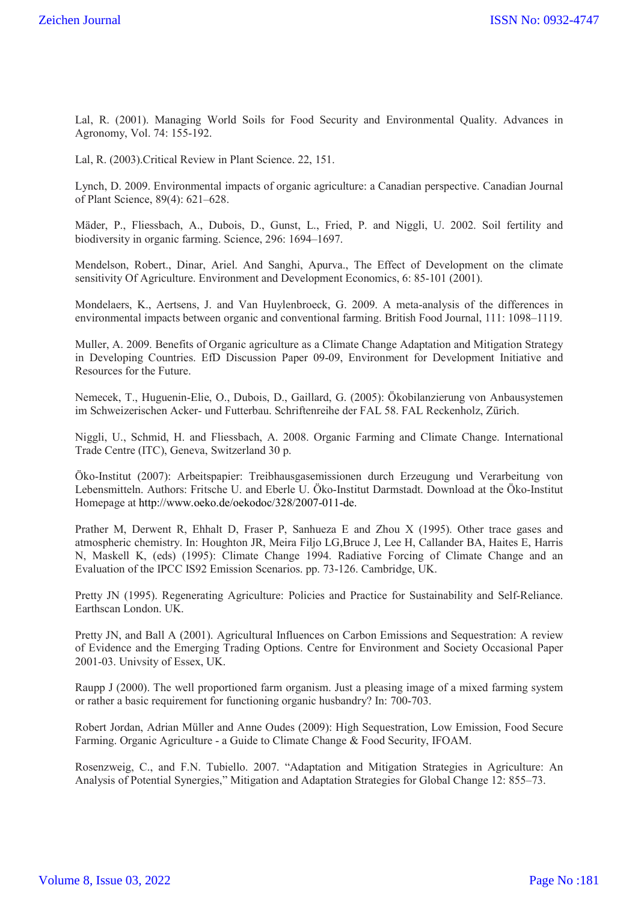Lal, R. (2001). Managing World Soils for Food Security and Environmental Quality. Advances in Agronomy, Vol. 74: 155-192.

Lal, R. (2003).Critical Review in Plant Science. 22, 151.

Lynch, D. 2009. Environmental impacts of organic agriculture: a Canadian perspective. Canadian Journal of Plant Science, 89(4): 621–628.

Mäder, P., Fliessbach, A., Dubois, D., Gunst, L., Fried, P. and Niggli, U. 2002. Soil fertility and biodiversity in organic farming. Science, 296: 1694–1697.

Mendelson, Robert., Dinar, Ariel. And Sanghi, Apurva., The Effect of Development on the climate sensitivity Of Agriculture. Environment and Development Economics, 6: 85-101 (2001).

Mondelaers, K., Aertsens, J. and Van Huylenbroeck, G. 2009. A meta-analysis of the differences in environmental impacts between organic and conventional farming. British Food Journal, 111: 1098–1119.

Muller, A. 2009. Benefits of Organic agriculture as a Climate Change Adaptation and Mitigation Strategy in Developing Countries. EfD Discussion Paper 09-09, Environment for Development Initiative and Resources for the Future.

Nemecek, T., Huguenin-Elie, O., Dubois, D., Gaillard, G. (2005): Ökobilanzierung von Anbausystemen im Schweizerischen Acker- und Futterbau. Schriftenreihe der FAL 58. FAL Reckenholz, Zürich.

Niggli, U., Schmid, H. and Fliessbach, A. 2008. Organic Farming and Climate Change. International Trade Centre (ITC), Geneva, Switzerland 30 p.

Öko-Institut (2007): Arbeitspapier: Treibhausgasemissionen durch Erzeugung und Verarbeitung von Lebensmitteln. Authors: Fritsche U. and Eberle U. Öko-Institut Darmstadt. Download at the Öko-Institut Homepage at http://www.oeko.de/oekodoc/328/2007-011-de.

Prather M, Derwent R, Ehhalt D, Fraser P, Sanhueza E and Zhou X (1995). Other trace gases and atmospheric chemistry. In: Houghton JR, Meira Filjo LG,Bruce J, Lee H, Callander BA, Haites E, Harris N, Maskell K, (eds) (1995): Climate Change 1994. Radiative Forcing of Climate Change and an Evaluation of the IPCC IS92 Emission Scenarios. pp. 73-126. Cambridge, UK.

Pretty JN (1995). Regenerating Agriculture: Policies and Practice for Sustainability and Self-Reliance. Earthscan London. UK.

Pretty JN, and Ball A (2001). Agricultural Influences on Carbon Emissions and Sequestration: A review of Evidence and the Emerging Trading Options. Centre for Environment and Society Occasional Paper 2001-03. Univsity of Essex, UK.

Raupp J (2000). The well proportioned farm organism. Just a pleasing image of a mixed farming system or rather a basic requirement for functioning organic husbandry? In: 700-703.

Robert Jordan, Adrian Müller and Anne Oudes (2009): High Sequestration, Low Emission, Food Secure Farming. Organic Agriculture - a Guide to Climate Change & Food Security, IFOAM.

Rosenzweig, C., and F.N. Tubiello. 2007. "Adaptation and Mitigation Strategies in Agriculture: An Analysis of Potential Synergies," Mitigation and Adaptation Strategies for Global Change 12: 855–73.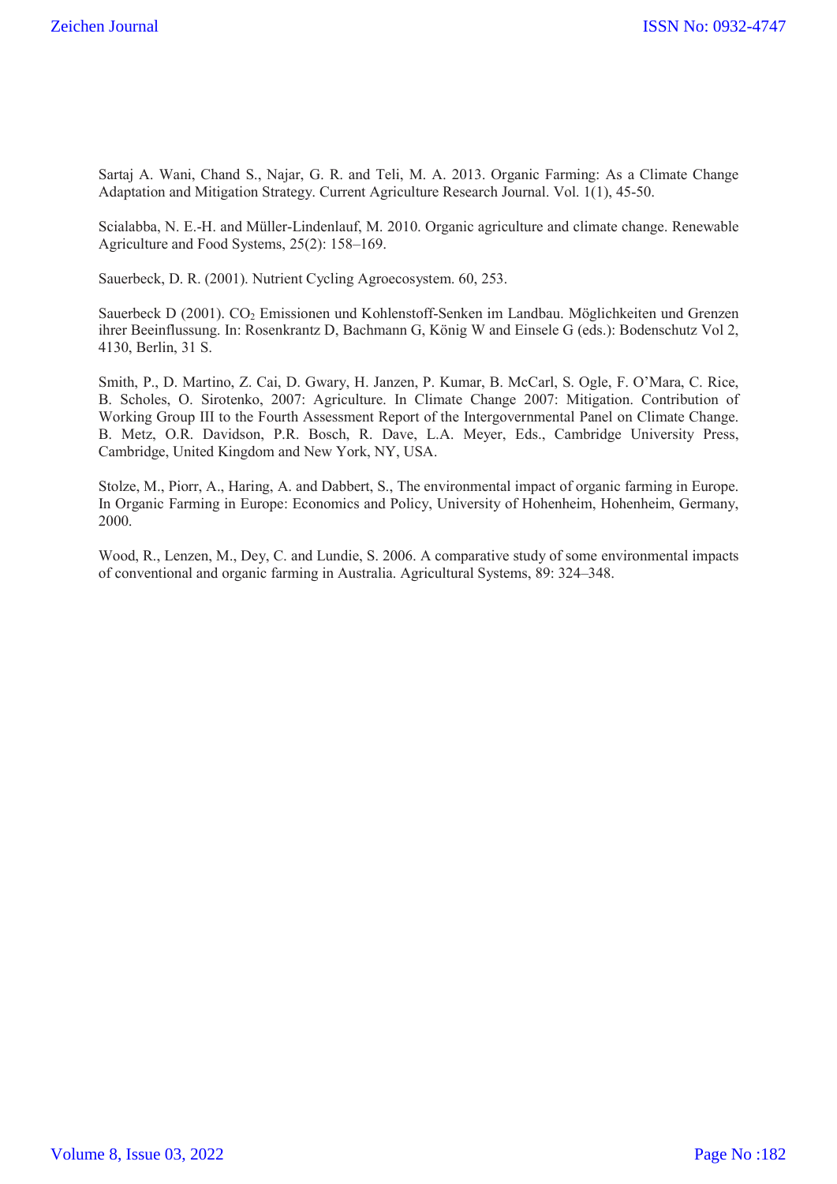Sartaj A. Wani, Chand S., Najar, G. R. and Teli, M. A. 2013. Organic Farming: As a Climate Change Adaptation and Mitigation Strategy. Current Agriculture Research Journal. Vol. 1(1), 45-50.

Scialabba, N. E.-H. and Müller-Lindenlauf, M. 2010. Organic agriculture and climate change. Renewable Agriculture and Food Systems, 25(2): 158–169.

Sauerbeck, D. R. (2001). Nutrient Cycling Agroecosystem. 60, 253.

Sauerbeck D (2001). $CO_2$ Emissionen und Kohlenstoff-Senken im Landbau. Möglichkeiten und Grenzen ihrer Beeinflussung. In: Rosenkrantz D, Bachmann G, König W and Einsele G (eds.): Bodenschutz Vol 2, 4130, Berlin, 31 S.

Smith, P., D. Martino, Z. Cai, D. Gwary, H. Janzen, P. Kumar, B. McCarl, S. Ogle, F. O'Mara, C. Rice, B. Scholes, O. Sirotenko, 2007: Agriculture. In Climate Change 2007: Mitigation. Contribution of Working Group III to the Fourth Assessment Report of the Intergovernmental Panel on Climate Change. B. Metz, O.R. Davidson, P.R. Bosch, R. Dave, L.A. Meyer, Eds., Cambridge University Press, Cambridge, United Kingdom and New York, NY, USA.

Stolze, M., Piorr, A., Haring, A. and Dabbert, S., The environmental impact of organic farming in Europe. In Organic Farming in Europe: Economics and Policy, University of Hohenheim, Hohenheim, Germany, 2000.

Wood, R., Lenzen, M., Dey, C. and Lundie, S. 2006. A comparative study of some environmental impacts of conventional and organic farming in Australia. Agricultural Systems, 89: 324–348.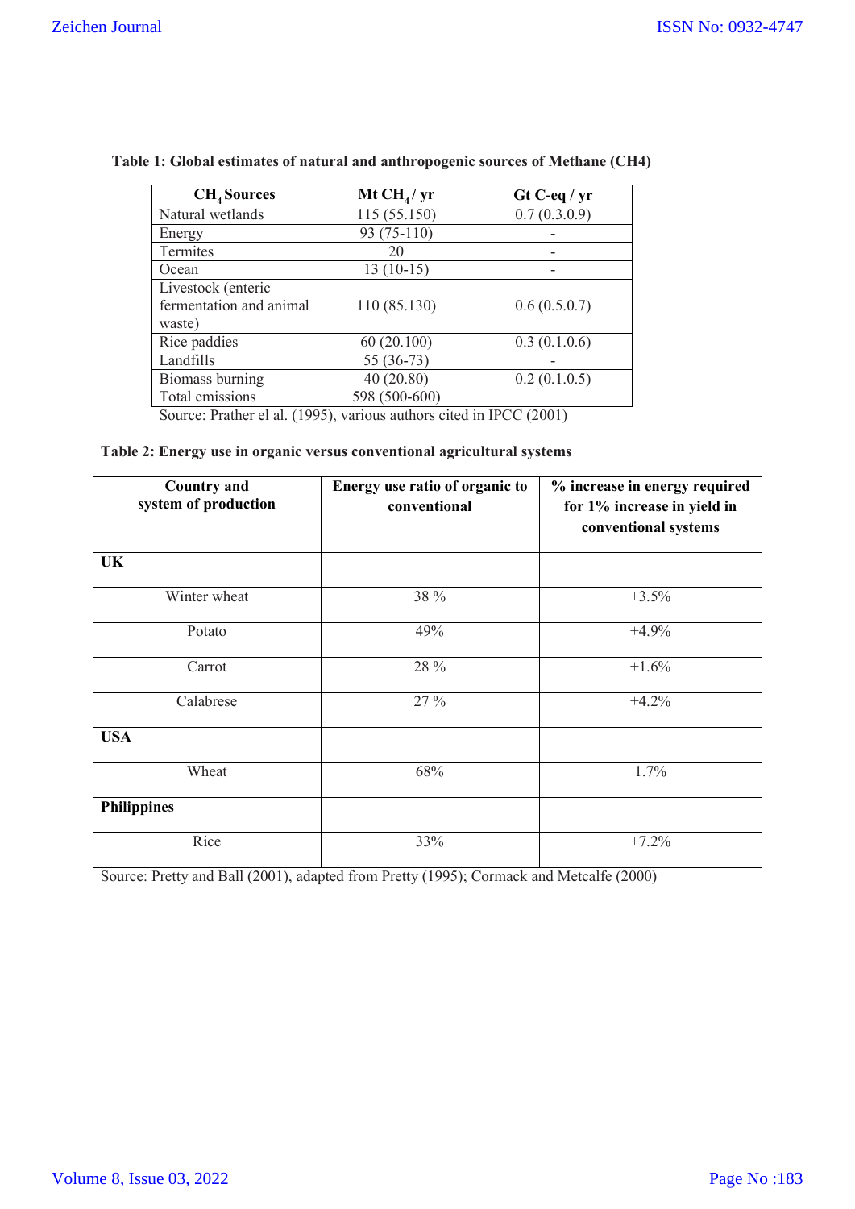**Table 1: Global estimates of natural and anthropogenic sources of Methane (CH4)**

| $CH_4$ Sources | Mt $CH_4$ / yr | Gt C-eq / yr |
|---|---|---|
| Natural wetlands | 115 (55.150) | 0.7 (0.3.0.9) |
| Energy | 93 (75-110) | - |
| Termites | 20 | - |
| Ocean | 13 (10-15) | - |
| Livestock (enteric fermentation and animal waste) | 110 (85.130) | 0.6 (0.5.0.7) |
| Rice paddies | 60 (20.100) | 0.3 (0.1.0.6) |
| Landfills | 55 (36-73) | - |
| Biomass burning | 40 (20.80) | 0.2 (0.1.0.5) |
| Total emissions | 598 (500-600) | |

Source: Prather el al. (1995), various authors cited in IPCC (2001)

**Table 2: Energy use in organic versus conventional agricultural systems**

| Country and system of production | Energy use ratio of organic to conventional | % increase in energy required for 1% increase in yield in conventional systems |
|---|---|---|
| **UK** | | |
| Winter wheat | 38 % | +3.5% |
| Potato | 49% | +4.9% |
| Carrot | 28 % | +1.6% |
| Calabrese | 27 % | +4.2% |
| **USA** | | |
| Wheat | 68% | 1.7% |
| **Philippines** | | |
| Rice | 33% | +7.2% |

Source: Pretty and Ball (2001), adapted from Pretty (1995); Cormack and Metcalfe (2000)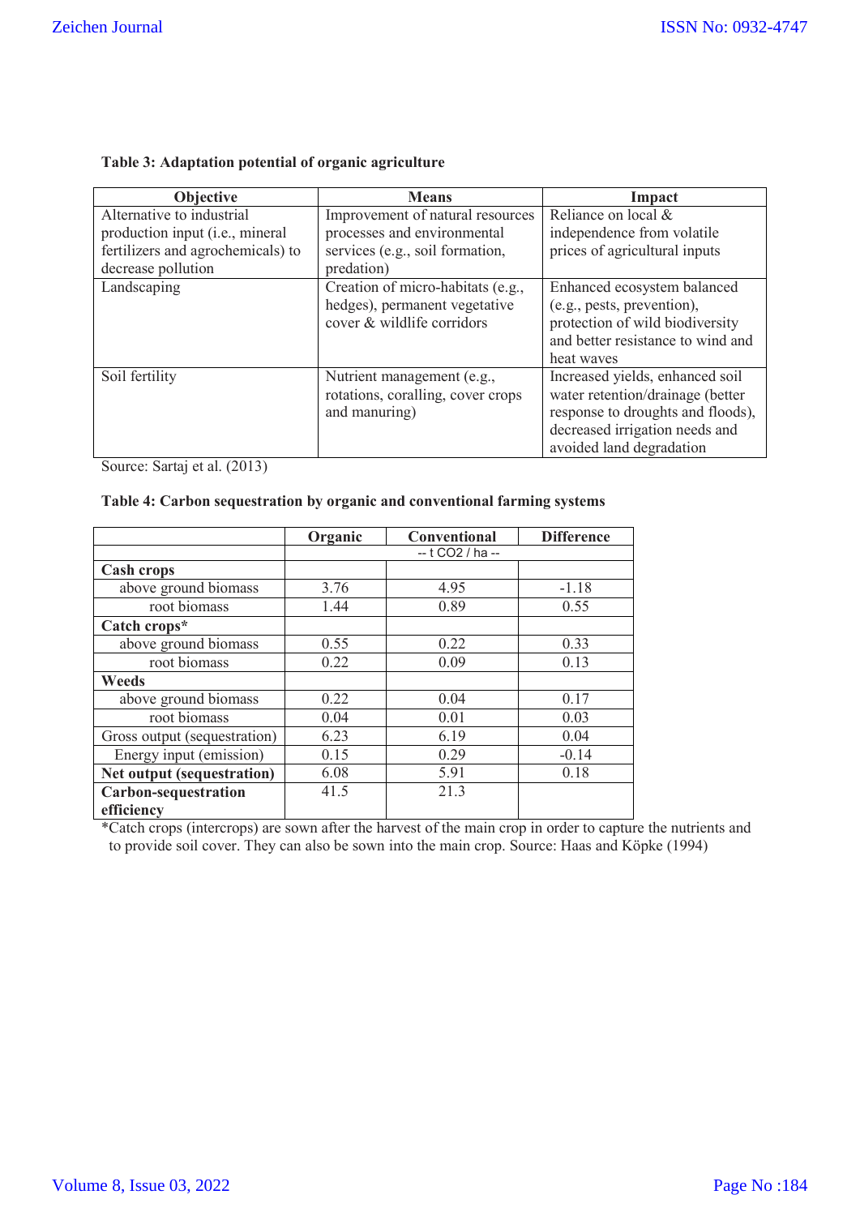**Table 3: Adaptation potential of organic agriculture**

| Objective | Means | Impact |
|---|---|---|
| Alternative to industrial production input (i.e., mineral fertilizers and agrochemicals) to decrease pollution | Improvement of natural resources processes and environmental services (e.g., soil formation, predation) | Reliance on local & independence from volatile prices of agricultural inputs |
| Landscaping | Creation of micro-habitats (e.g., hedges), permanent vegetative cover & wildlife corridors | Enhanced ecosystem balanced (e.g., pests, prevention), protection of wild biodiversity and better resistance to wind and heat waves |
| Soil fertility | Nutrient management (e.g., rotations, coralling, cover crops and manuring) | Increased yields, enhanced soil water retention/drainage (better response to droughts and floods), decreased irrigation needs and avoided land degradation |

Source: Sartaj et al. (2013)

**Table 4: Carbon sequestration by organic and conventional farming systems**

| | Organic | Conventional | Difference |
|---|---|---|---|
| | -- t CO2 / ha -- | | |
| **Cash crops** | | | |
| above ground biomass | 3.76 | 4.95 | -1.18 |
| root biomass | 1.44 | 0.89 | 0.55 |
| **Catch crops*** | | | |
| above ground biomass | 0.55 | 0.22 | 0.33 |
| root biomass | 0.22 | 0.09 | 0.13 |
| **Weeds** | | | |
| above ground biomass | 0.22 | 0.04 | 0.17 |
| root biomass | 0.04 | 0.01 | 0.03 |
| Gross output (sequestration) | 6.23 | 6.19 | 0.04 |
| Energy input (emission) | 0.15 | 0.29 | -0.14 |
| **Net output (sequestration)** | 6.08 | 5.91 | 0.18 |
| **Carbon-sequestration efficiency** | 41.5 | 21.3 | |

*Catch crops (intercrops) are sown after the harvest of the main crop in order to capture the nutrients and to provide soil cover. They can also be sown into the main crop. Source: Haas and Köpke (1994)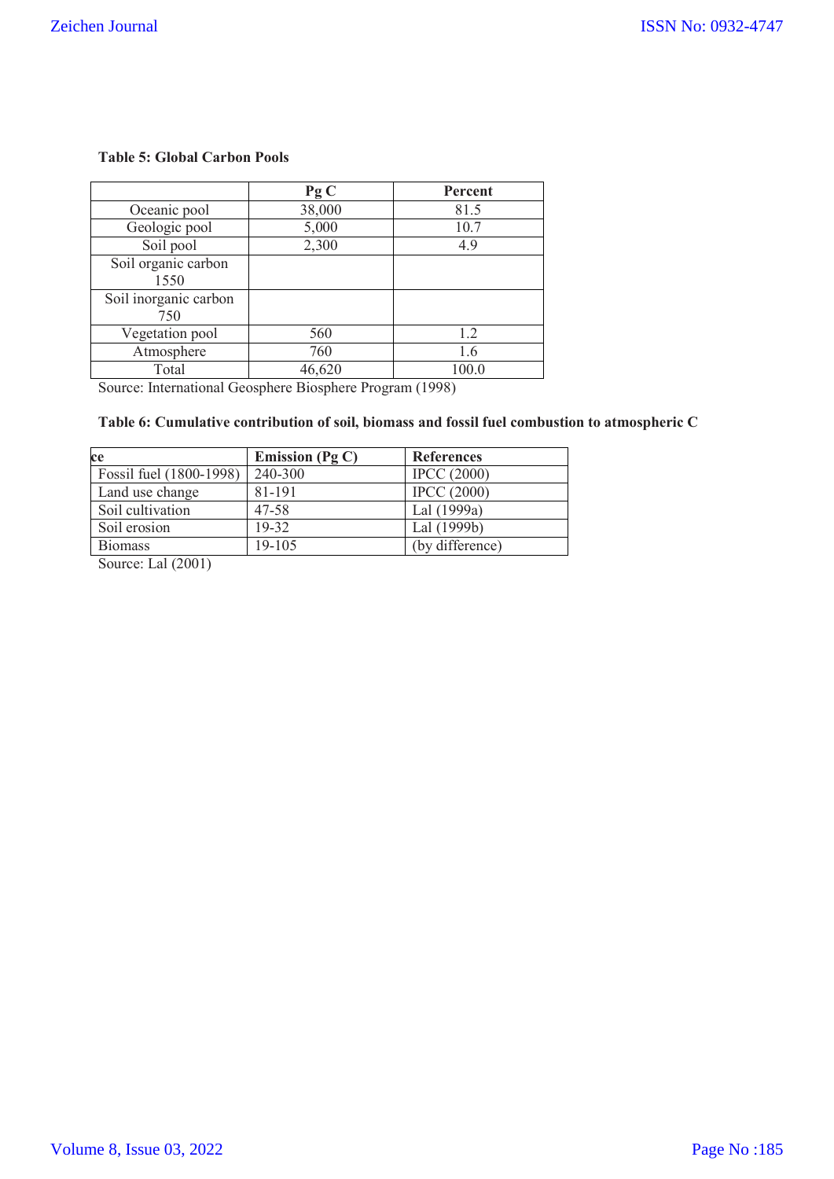**Table 5: Global Carbon Pools**

| | Pg C | Percent |
|---|---|---|
| Oceanic pool | 38,000 | 81.5 |
| Geologic pool | 5,000 | 10.7 |
| Soil pool | 2,300 | 4.9 |
| Soil organic carbon 1550 | | |
| Soil inorganic carbon 750 | | |
| Vegetation pool | 560 | 1.2 |
| Atmosphere | 760 | 1.6 |
| Total | 46,620 | 100.0 |

Source: International Geosphere Biosphere Program (1998)

**Table 6: Cumulative contribution of soil, biomass and fossil fuel combustion to atmospheric C**

| ce | Emission (Pg C) | References |
|---|---|---|
| Fossil fuel (1800-1998) | 240-300 | IPCC (2000) |
| Land use change | 81-191 | IPCC (2000) |
| Soil cultivation | 47-58 | Lal (1999a) |
| Soil erosion | 19-32 | Lal (1999b) |
| Biomass | 19-105 | (by difference) |

Source: Lal (2001)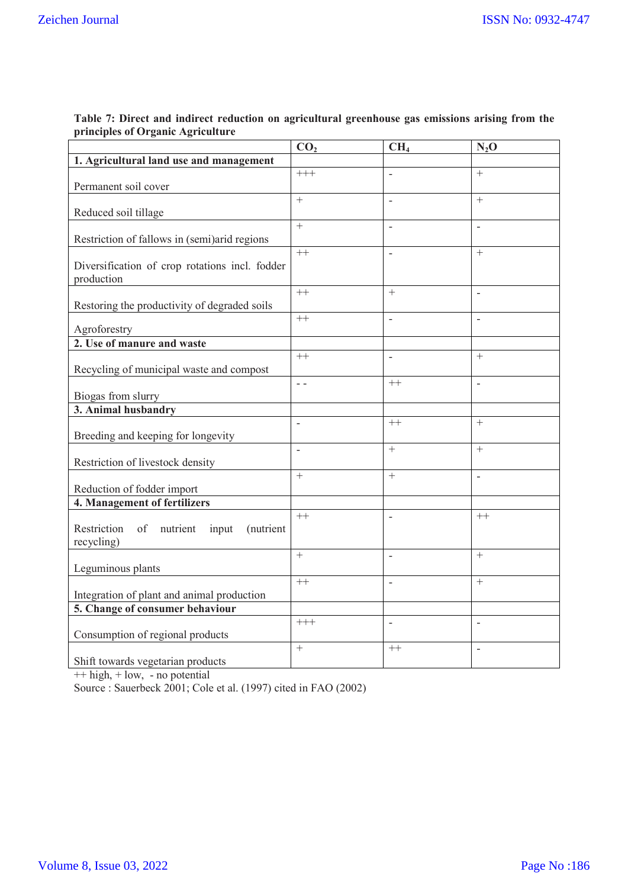**Table 7: Direct and indirect reduction on agricultural greenhouse gas emissions arising from the principles of Organic Agriculture**

| | $CO_2$ | $CH_4$ | $N_2O$ |
|---|---|---|---|
| **1. Agricultural land use and management** | | | |
| Permanent soil cover | +++ | - | + |
| Reduced soil tillage | + | - | + |
| Restriction of fallows in (semi)arid regions | + | - | - |
| Diversification of crop rotations incl. fodder production | ++ | - | + |
| Restoring the productivity of degraded soils | ++ | + | - |
| Agroforestry | ++ | - | - |
| **2. Use of manure and waste** | | | |
| Recycling of municipal waste and compost | ++ | - | + |
| Biogas from slurry | - - | ++ | - |
| **3. Animal husbandry** | | | |
| Breeding and keeping for longevity | - | ++ | + |
| Restriction of livestock density | - | + | + |
| Reduction of fodder import | + | + | - |
| **4. Management of fertilizers** | | | |
| Restriction of nutrient input (nutrient recycling) | ++ | - | ++ |
| Leguminous plants | + | - | + |
| Integration of plant and animal production | ++ | - | + |
| **5. Change of consumer behaviour** | | | |
| Consumption of regional products | +++ | - | - |
| Shift towards vegetarian products | + | ++ | - |

++ high, + low, - no potential

Source : Sauerbeck 2001; Cole et al. (1997) cited in FAO (2002)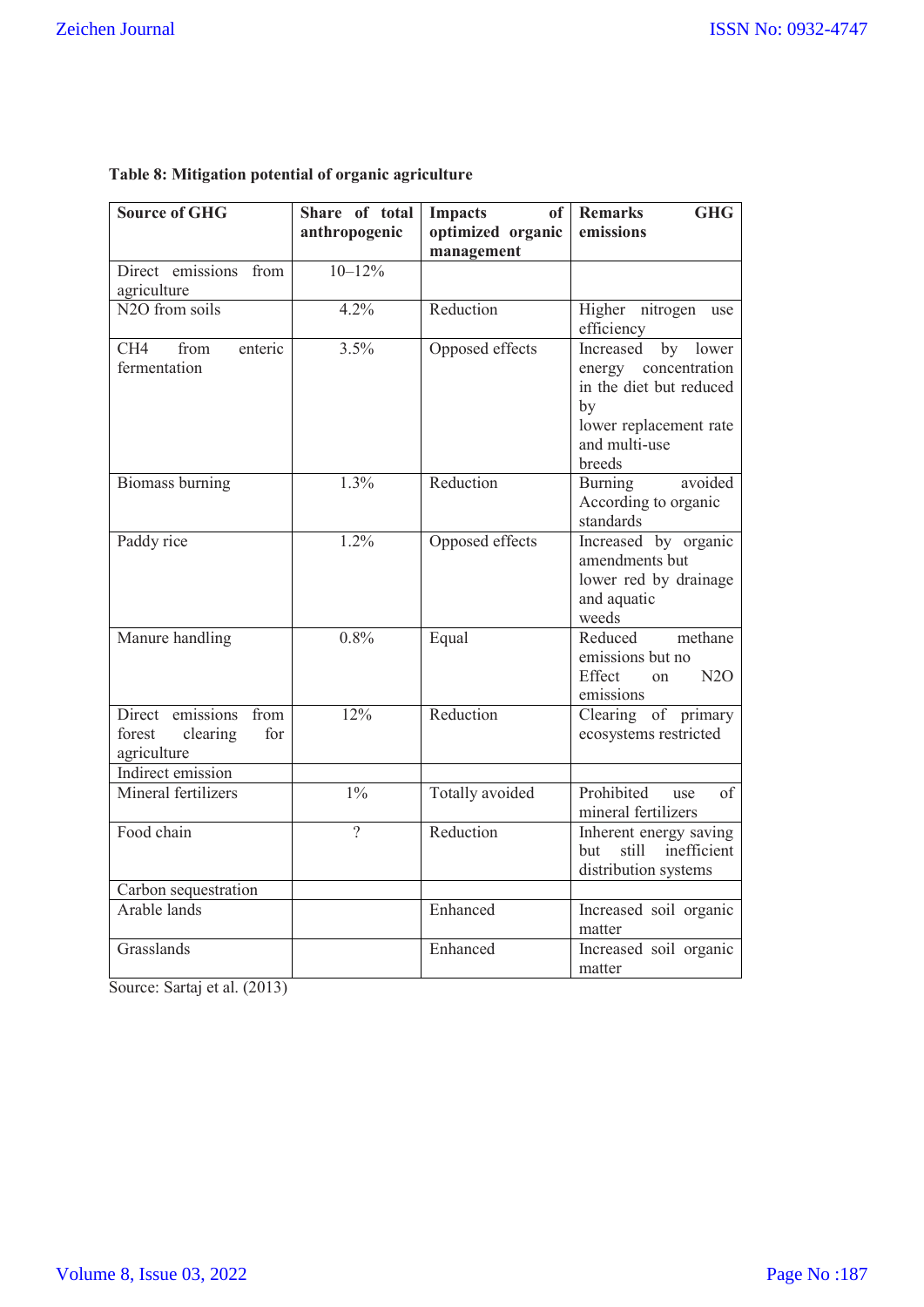**Table 8: Mitigation potential of organic agriculture**

| Source of GHG | Share of total anthropogenic | Impacts of optimized organic management | Remarks GHG emissions |
|---|---|---|---|
| Direct emissions from agriculture | 10–12% | | |
| $N_2O$ from soils | 4.2% | Reduction | Higher nitrogen use efficiency |
| $CH_4$ from enteric fermentation | 3.5% | Opposed effects | Increased by lower energy concentration in the diet but reduced by lower replacement rate and multi-use breeds |
| Biomass burning | 1.3% | Reduction | Burning avoided According to organic standards |
| Paddy rice | 1.2% | Opposed effects | Increased by organic amendments but lower red by drainage and aquatic weeds |
| Manure handling | 0.8% | Equal | Reduced methane emissions but no Effect on $N_2O$ emissions |
| Direct emissions from forest clearing for agriculture | 12% | Reduction | Clearing of primary ecosystems restricted |
| Indirect emission | | | |
| Mineral fertilizers | 1% | Totally avoided | Prohibited use of mineral fertilizers |
| Food chain | ? | Reduction | Inherent energy saving but still inefficient distribution systems |
| Carbon sequestration | | | |
| Arable lands | | Enhanced | Increased soil organic matter |
| Grasslands | | Enhanced | Increased soil organic matter |

Source: Sartaj et al. (2013)